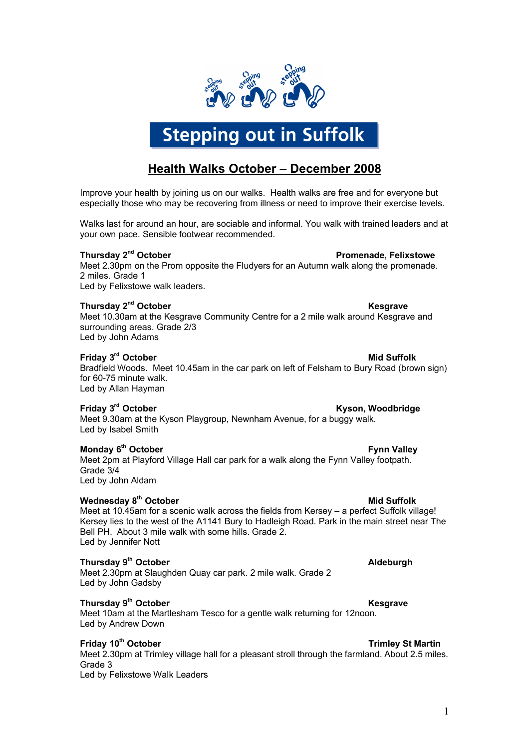# Stepping out in Suffolk

## Health Walks October – December 2008

Improve your health by joining us on our walks. Health walks are free and for everyone but especially those who may be recovering from illness or need to improve their exercise levels.

Walks last for around an hour, are sociable and informal. You walk with trained leaders and at your own pace. Sensible footwear recommended.

**Thursday 2nd October** **Promenade, Felixstowe**
Meet 2.30pm on the Prom opposite the Fludyers for an Autumn walk along the promenade. 2 miles. Grade 1
Led by Felixstowe walk leaders.

**Thursday 2nd October** **Kesgrave**
Meet 10.30am at the Kesgrave Community Centre for a 2 mile walk around Kesgrave and surrounding areas. Grade 2/3
Led by John Adams

**Friday 3rd October** **Mid Suffolk**
Bradfield Woods. Meet 10.45am in the car park on left of Felsham to Bury Road (brown sign) for 60-75 minute walk.
Led by Allan Hayman

**Friday 3rd October** **Kyson, Woodbridge**
Meet 9.30am at the Kyson Playgroup, Newnham Avenue, for a buggy walk.
Led by Isabel Smith

**Monday 6th October** **Fynn Valley**
Meet 2pm at Playford Village Hall car park for a walk along the Fynn Valley footpath. Grade 3/4
Led by John Aldam

**Wednesday 8th October** **Mid Suffolk**
Meet at 10.45am for a scenic walk across the fields from Kersey – a perfect Suffolk village! Kersey lies to the west of the A1141 Bury to Hadleigh Road. Park in the main street near The Bell PH. About 3 mile walk with some hills. Grade 2.
Led by Jennifer Nott

**Thursday 9th October** **Aldeburgh**
Meet 2.30pm at Slaughden Quay car park. 2 mile walk. Grade 2
Led by John Gadsby

**Thursday 9th October** **Kesgrave**
Meet 10am at the Martlesham Tesco for a gentle walk returning for 12noon.
Led by Andrew Down

**Friday 10th October** **Trimley St Martin**
Meet 2.30pm at Trimley village hall for a pleasant stroll through the farmland. About 2.5 miles. Grade 3
Led by Felixstowe Walk Leaders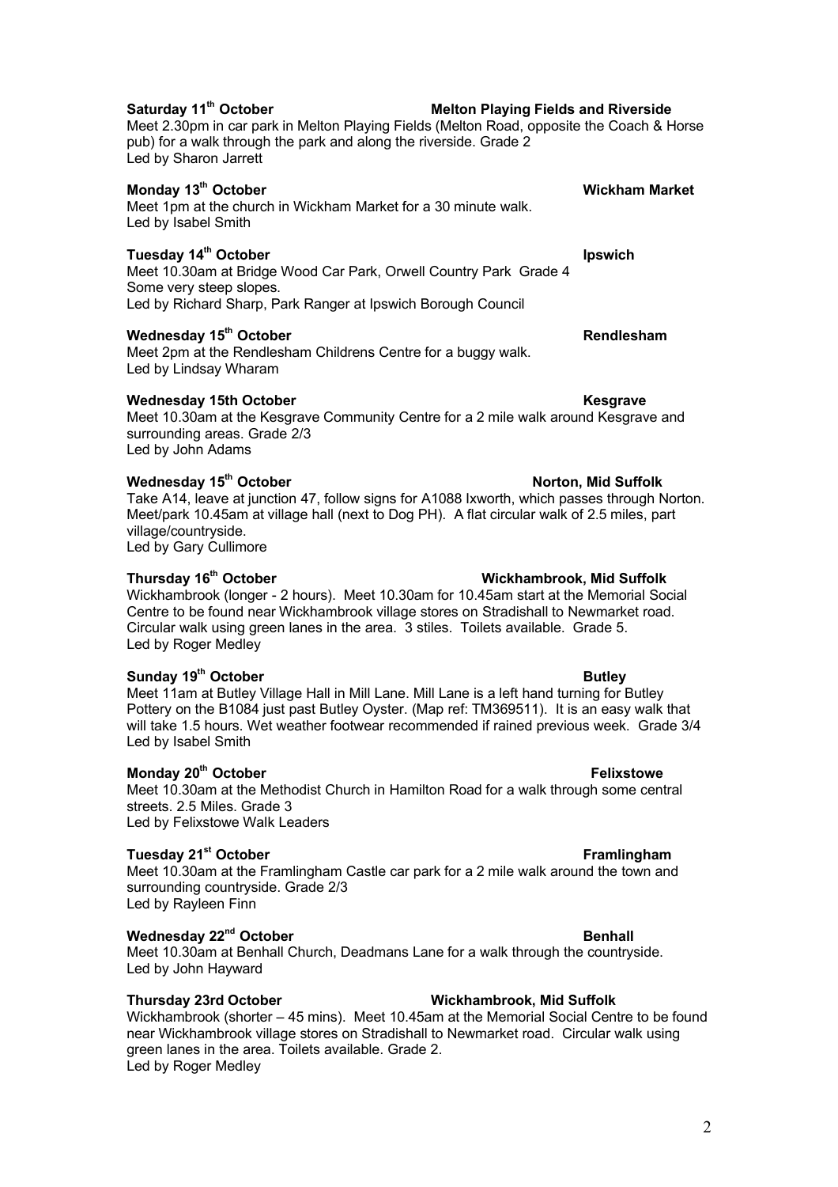**Saturday 11th October** **Melton Playing Fields and Riverside**

Meet 2.30pm in car park in Melton Playing Fields (Melton Road, opposite the Coach & Horse pub) for a walk through the park and along the riverside. Grade 2
Led by Sharon Jarrett

**Monday 13th October** **Wickham Market**

Meet 1pm at the church in Wickham Market for a 30 minute walk.
Led by Isabel Smith

**Tuesday 14th October** **Ipswich**

Meet 10.30am at Bridge Wood Car Park, Orwell Country Park Grade 4
Some very steep slopes.
Led by Richard Sharp, Park Ranger at Ipswich Borough Council

**Wednesday 15th October** **Rendlesham**

Meet 2pm at the Rendlesham Childrens Centre for a buggy walk.
Led by Lindsay Wharam

**Wednesday 15th October** **Kesgrave**

Meet 10.30am at the Kesgrave Community Centre for a 2 mile walk around Kesgrave and surrounding areas. Grade 2/3
Led by John Adams

**Wednesday 15th October** **Norton, Mid Suffolk**

Take A14, leave at junction 47, follow signs for A1088 Ixworth, which passes through Norton. Meet/park 10.45am at village hall (next to Dog PH). A flat circular walk of 2.5 miles, part village/countryside.
Led by Gary Cullimore

**Thursday 16th October** **Wickhambrook, Mid Suffolk**

Wickhambrook (longer - 2 hours). Meet 10.30am for 10.45am start at the Memorial Social Centre to be found near Wickhambrook village stores on Stradishall to Newmarket road. Circular walk using green lanes in the area. 3 stiles. Toilets available. Grade 5.
Led by Roger Medley

**Sunday 19th October** **Butley**

Meet 11am at Butley Village Hall in Mill Lane. Mill Lane is a left hand turning for Butley Pottery on the B1084 just past Butley Oyster. (Map ref: TM369511). It is an easy walk that will take 1.5 hours. Wet weather footwear recommended if rained previous week. Grade 3/4
Led by Isabel Smith

**Monday 20th October** **Felixstowe**

Meet 10.30am at the Methodist Church in Hamilton Road for a walk through some central streets. 2.5 Miles. Grade 3
Led by Felixstowe Walk Leaders

**Tuesday 21st October** **Framlingham**

Meet 10.30am at the Framlingham Castle car park for a 2 mile walk around the town and surrounding countryside. Grade 2/3
Led by Rayleen Finn

**Wednesday 22nd October** **Benhall**

Meet 10.30am at Benhall Church, Deadmans Lane for a walk through the countryside.
Led by John Hayward

**Thursday 23rd October** **Wickhambrook, Mid Suffolk**

Wickhambrook (shorter – 45 mins). Meet 10.45am at the Memorial Social Centre to be found near Wickhambrook village stores on Stradishall to Newmarket road. Circular walk using green lanes in the area. Toilets available. Grade 2.
Led by Roger Medley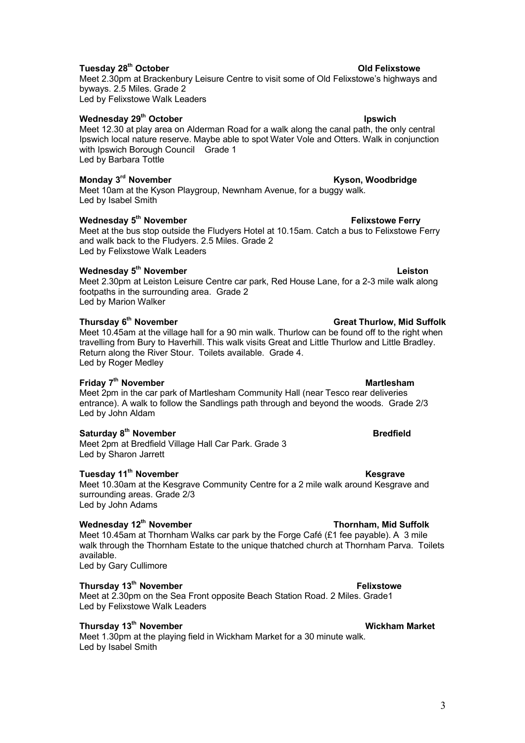**Tuesday 28th October** **Old Felixstowe**

Meet 2.30pm at Brackenbury Leisure Centre to visit some of Old Felixstowe's highways and byways. 2.5 Miles. Grade 2
Led by Felixstowe Walk Leaders

**Wednesday 29th October** **Ipswich**

Meet 12.30 at play area on Alderman Road for a walk along the canal path, the only central Ipswich local nature reserve. Maybe able to spot Water Vole and Otters. Walk in conjunction with Ipswich Borough Council Grade 1
Led by Barbara Tottle

**Monday 3rd November** **Kyson, Woodbridge**

Meet 10am at the Kyson Playgroup, Newnham Avenue, for a buggy walk.
Led by Isabel Smith

**Wednesday 5th November** **Felixstowe Ferry**

Meet at the bus stop outside the Fludyers Hotel at 10.15am. Catch a bus to Felixstowe Ferry and walk back to the Fludyers. 2.5 Miles. Grade 2
Led by Felixstowe Walk Leaders

**Wednesday 5th November** **Leiston**

Meet 2.30pm at Leiston Leisure Centre car park, Red House Lane, for a 2-3 mile walk along footpaths in the surrounding area. Grade 2
Led by Marion Walker

**Thursday 6th November** **Great Thurlow, Mid Suffolk**

Meet 10.45am at the village hall for a 90 min walk. Thurlow can be found off to the right when travelling from Bury to Haverhill. This walk visits Great and Little Thurlow and Little Bradley. Return along the River Stour. Toilets available. Grade 4.
Led by Roger Medley

**Friday 7th November** **Martlesham**

Meet 2pm in the car park of Martlesham Community Hall (near Tesco rear deliveries entrance). A walk to follow the Sandlings path through and beyond the woods. Grade 2/3
Led by John Aldam

**Saturday 8th November** **Bredfield**

Meet 2pm at Bredfield Village Hall Car Park. Grade 3
Led by Sharon Jarrett

**Tuesday 11th November** **Kesgrave**

Meet 10.30am at the Kesgrave Community Centre for a 2 mile walk around Kesgrave and surrounding areas. Grade 2/3
Led by John Adams

**Wednesday 12th November** **Thornham, Mid Suffolk**

Meet 10.45am at Thornham Walks car park by the Forge Café (£1 fee payable). A 3 mile walk through the Thornham Estate to the unique thatched church at Thornham Parva. Toilets available.
Led by Gary Cullimore

**Thursday 13th November** **Felixstowe**

Meet at 2.30pm on the Sea Front opposite Beach Station Road. 2 Miles. Grade1
Led by Felixstowe Walk Leaders

**Thursday 13th November** **Wickham Market**

Meet 1.30pm at the playing field in Wickham Market for a 30 minute walk.
Led by Isabel Smith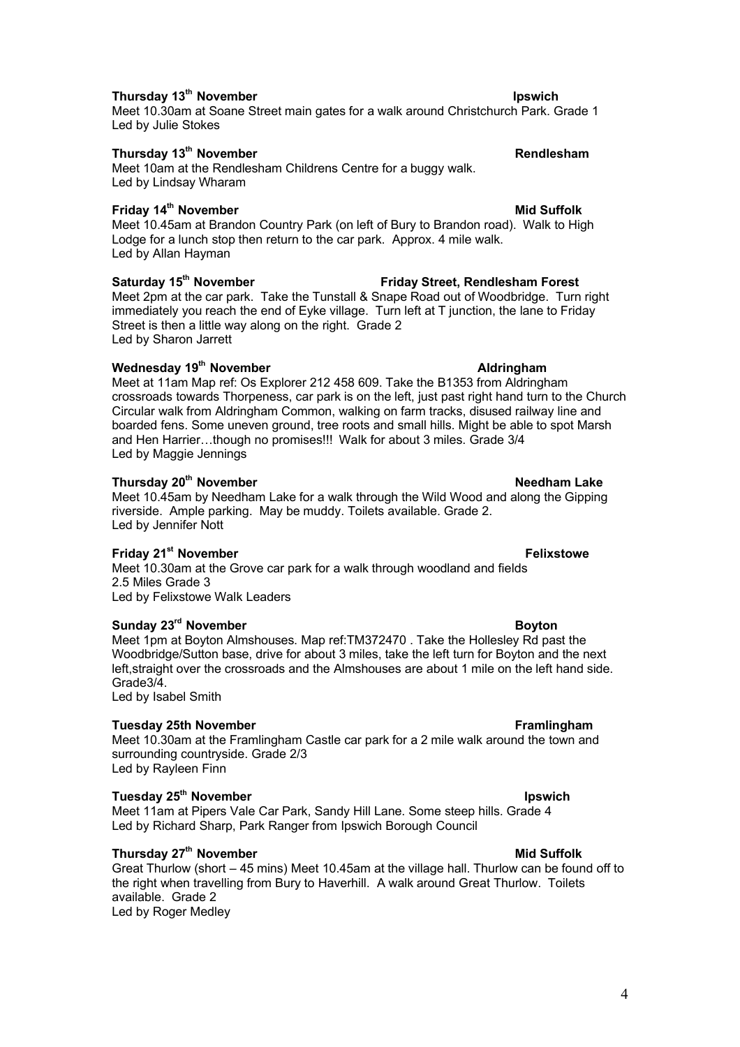**Thursday 13th November** **Ipswich**

Meet 10.30am at Soane Street main gates for a walk around Christchurch Park. Grade 1
Led by Julie Stokes

**Thursday 13th November** **Rendlesham**

Meet 10am at the Rendlesham Childrens Centre for a buggy walk.
Led by Lindsay Wharam

**Friday 14th November** **Mid Suffolk**

Meet 10.45am at Brandon Country Park (on left of Bury to Brandon road). Walk to High Lodge for a lunch stop then return to the car park. Approx. 4 mile walk.
Led by Allan Hayman

**Saturday 15th November** **Friday Street, Rendlesham Forest**

Meet 2pm at the car park. Take the Tunstall & Snape Road out of Woodbridge. Turn right immediately you reach the end of Eyke village. Turn left at T junction, the lane to Friday Street is then a little way along on the right. Grade 2
Led by Sharon Jarrett

**Wednesday 19th November** **Aldringham**

Meet at 11am Map ref: Os Explorer 212 458 609. Take the B1353 from Aldringham crossroads towards Thorpeness, car park is on the left, just past right hand turn to the Church Circular walk from Aldringham Common, walking on farm tracks, disused railway line and boarded fens. Some uneven ground, tree roots and small hills. Might be able to spot Marsh and Hen Harrier…though no promises!!! Walk for about 3 miles. Grade 3/4
Led by Maggie Jennings

**Thursday 20th November** **Needham Lake**

Meet 10.45am by Needham Lake for a walk through the Wild Wood and along the Gipping riverside. Ample parking. May be muddy. Toilets available. Grade 2.
Led by Jennifer Nott

**Friday 21st November** **Felixstowe**

Meet 10.30am at the Grove car park for a walk through woodland and fields
2.5 Miles Grade 3
Led by Felixstowe Walk Leaders

**Sunday 23rd November** **Boyton**

Meet 1pm at Boyton Almshouses. Map ref:TM372470 . Take the Hollesley Rd past the Woodbridge/Sutton base, drive for about 3 miles, take the left turn for Boyton and the next left,straight over the crossroads and the Almshouses are about 1 mile on the left hand side. Grade3/4.
Led by Isabel Smith

**Tuesday 25th November** **Framlingham**

Meet 10.30am at the Framlingham Castle car park for a 2 mile walk around the town and surrounding countryside. Grade 2/3
Led by Rayleen Finn

**Tuesday 25th November** **Ipswich**

Meet 11am at Pipers Vale Car Park, Sandy Hill Lane. Some steep hills. Grade 4
Led by Richard Sharp, Park Ranger from Ipswich Borough Council

**Thursday 27th November** **Mid Suffolk**

Great Thurlow (short – 45 mins) Meet 10.45am at the village hall. Thurlow can be found off to the right when travelling from Bury to Haverhill. A walk around Great Thurlow. Toilets available. Grade 2
Led by Roger Medley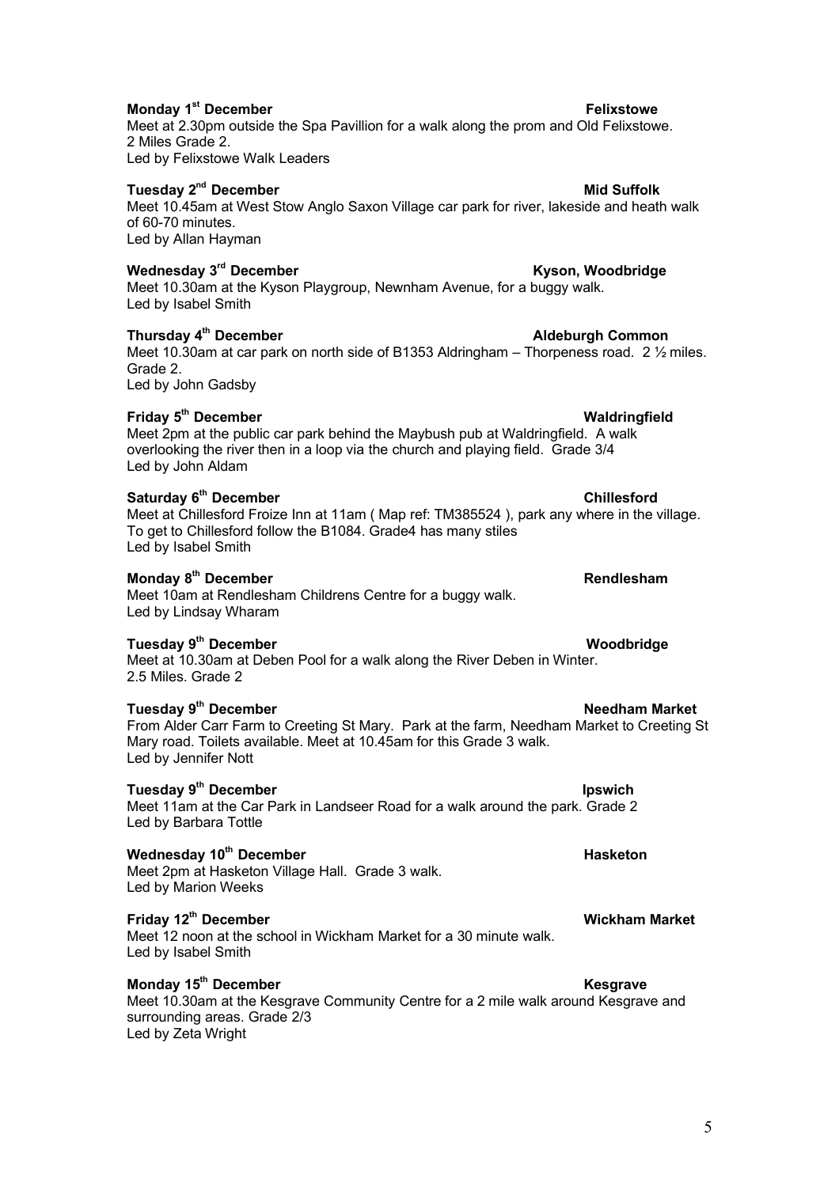**Monday 1st December** **Felixstowe**
Meet at 2.30pm outside the Spa Pavillion for a walk along the prom and Old Felixstowe.
2 Miles Grade 2.
Led by Felixstowe Walk Leaders

**Tuesday 2nd December** **Mid Suffolk**
Meet 10.45am at West Stow Anglo Saxon Village car park for river, lakeside and heath walk of 60-70 minutes.
Led by Allan Hayman

**Wednesday 3rd December** **Kyson, Woodbridge**
Meet 10.30am at the Kyson Playgroup, Newnham Avenue, for a buggy walk.
Led by Isabel Smith

**Thursday 4th December** **Aldeburgh Common**
Meet 10.30am at car park on north side of B1353 Aldringham – Thorpeness road. 2 ½ miles. Grade 2.
Led by John Gadsby

**Friday 5th December** **Waldringfield**
Meet 2pm at the public car park behind the Maybush pub at Waldringfield. A walk overlooking the river then in a loop via the church and playing field. Grade 3/4
Led by John Aldam

**Saturday 6th December** **Chillesford**
Meet at Chillesford Froize Inn at 11am ( Map ref: TM385524 ), park any where in the village. To get to Chillesford follow the B1084. Grade4 has many stiles
Led by Isabel Smith

**Monday 8th December** **Rendlesham**
Meet 10am at Rendlesham Childrens Centre for a buggy walk.
Led by Lindsay Wharam

**Tuesday 9th December** **Woodbridge**
Meet at 10.30am at Deben Pool for a walk along the River Deben in Winter.
2.5 Miles. Grade 2

**Tuesday 9th December** **Needham Market**
From Alder Carr Farm to Creeting St Mary. Park at the farm, Needham Market to Creeting St Mary road. Toilets available. Meet at 10.45am for this Grade 3 walk.
Led by Jennifer Nott

**Tuesday 9th December** **Ipswich**
Meet 11am at the Car Park in Landseer Road for a walk around the park. Grade 2
Led by Barbara Tottle

**Wednesday 10th December** **Hasketon**
Meet 2pm at Hasketon Village Hall. Grade 3 walk.
Led by Marion Weeks

**Friday 12th December** **Wickham Market**
Meet 12 noon at the school in Wickham Market for a 30 minute walk.
Led by Isabel Smith

**Monday 15th December** **Kesgrave**
Meet 10.30am at the Kesgrave Community Centre for a 2 mile walk around Kesgrave and surrounding areas. Grade 2/3
Led by Zeta Wright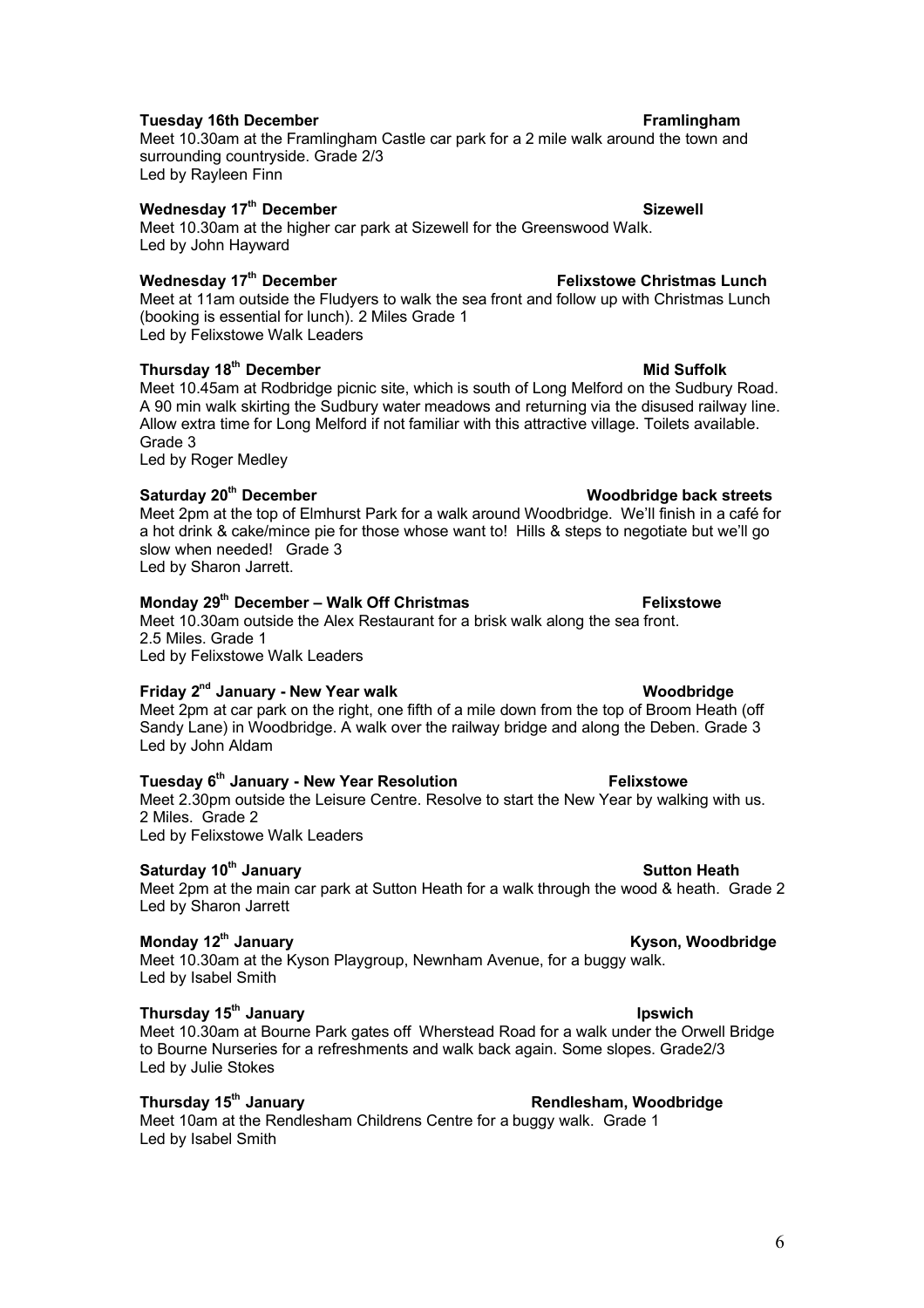**Tuesday 16th December** **Framlingham**

Meet 10.30am at the Framlingham Castle car park for a 2 mile walk around the town and surrounding countryside. Grade 2/3
Led by Rayleen Finn

**Wednesday 17th December** **Sizewell**

Meet 10.30am at the higher car park at Sizewell for the Greenswood Walk.
Led by John Hayward

**Wednesday 17th December** **Felixstowe Christmas Lunch**

Meet at 11am outside the Fludyers to walk the sea front and follow up with Christmas Lunch (booking is essential for lunch). 2 Miles Grade 1
Led by Felixstowe Walk Leaders

**Thursday 18th December** **Mid Suffolk**

Meet 10.45am at Rodbridge picnic site, which is south of Long Melford on the Sudbury Road. A 90 min walk skirting the Sudbury water meadows and returning via the disused railway line. Allow extra time for Long Melford if not familiar with this attractive village. Toilets available. Grade 3
Led by Roger Medley

**Saturday 20th December** **Woodbridge back streets**

Meet 2pm at the top of Elmhurst Park for a walk around Woodbridge. We'll finish in a café for a hot drink & cake/mince pie for those whose want to! Hills & steps to negotiate but we'll go slow when needed! Grade 3
Led by Sharon Jarrett.

**Monday 29th December – Walk Off Christmas** **Felixstowe**

Meet 10.30am outside the Alex Restaurant for a brisk walk along the sea front.
2.5 Miles. Grade 1
Led by Felixstowe Walk Leaders

**Friday 2nd January - New Year walk** **Woodbridge**

Meet 2pm at car park on the right, one fifth of a mile down from the top of Broom Heath (off Sandy Lane) in Woodbridge. A walk over the railway bridge and along the Deben. Grade 3
Led by John Aldam

**Tuesday 6th January - New Year Resolution** **Felixstowe**

Meet 2.30pm outside the Leisure Centre. Resolve to start the New Year by walking with us.
2 Miles. Grade 2
Led by Felixstowe Walk Leaders

**Saturday 10th January** **Sutton Heath**

Meet 2pm at the main car park at Sutton Heath for a walk through the wood & heath. Grade 2
Led by Sharon Jarrett

**Monday 12th January** **Kyson, Woodbridge**

Meet 10.30am at the Kyson Playgroup, Newnham Avenue, for a buggy walk.
Led by Isabel Smith

**Thursday 15th January** **Ipswich**

Meet 10.30am at Bourne Park gates off Wherstead Road for a walk under the Orwell Bridge to Bourne Nurseries for a refreshments and walk back again. Some slopes. Grade2/3
Led by Julie Stokes

**Thursday 15th January** **Rendlesham, Woodbridge**

Meet 10am at the Rendlesham Childrens Centre for a buggy walk. Grade 1
Led by Isabel Smith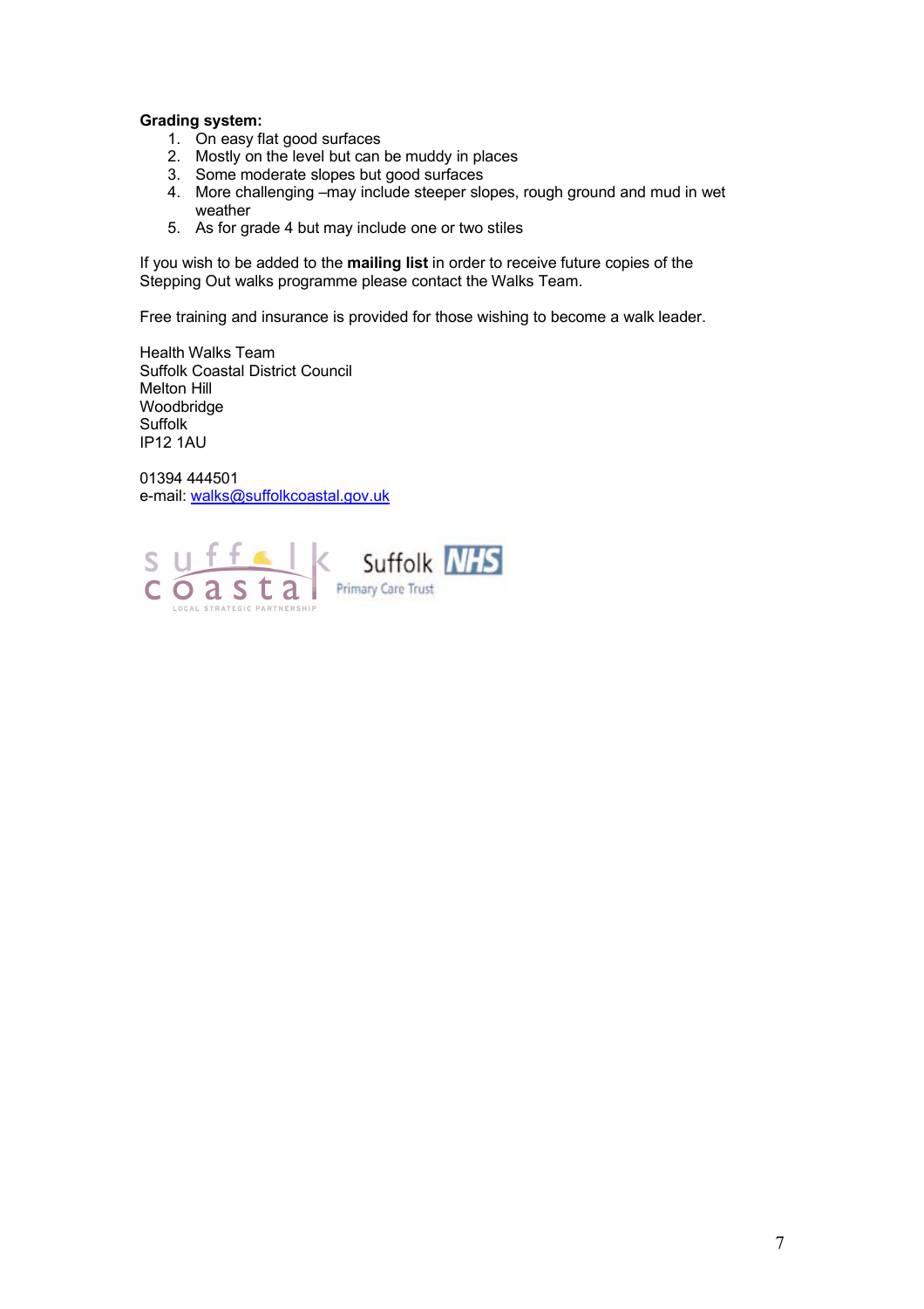**Grading system:**

1. On easy flat good surfaces
2. Mostly on the level but can be muddy in places
3. Some moderate slopes but good surfaces
4. More challenging –may include steeper slopes, rough ground and mud in wet weather
5. As for grade 4 but may include one or two stiles

If you wish to be added to the **mailing list** in order to receive future copies of the Stepping Out walks programme please contact the Walks Team.

Free training and insurance is provided for those wishing to become a walk leader.

Health Walks Team
Suffolk Coastal District Council
Melton Hill
Woodbridge
Suffolk
IP12 1AU

01394 444501
e-mail: walks@suffolkcoastal.gov.uk

suffolk coastal LOCAL STRATEGIC PARTNERSHIP

Suffolk NHS Primary Care Trust